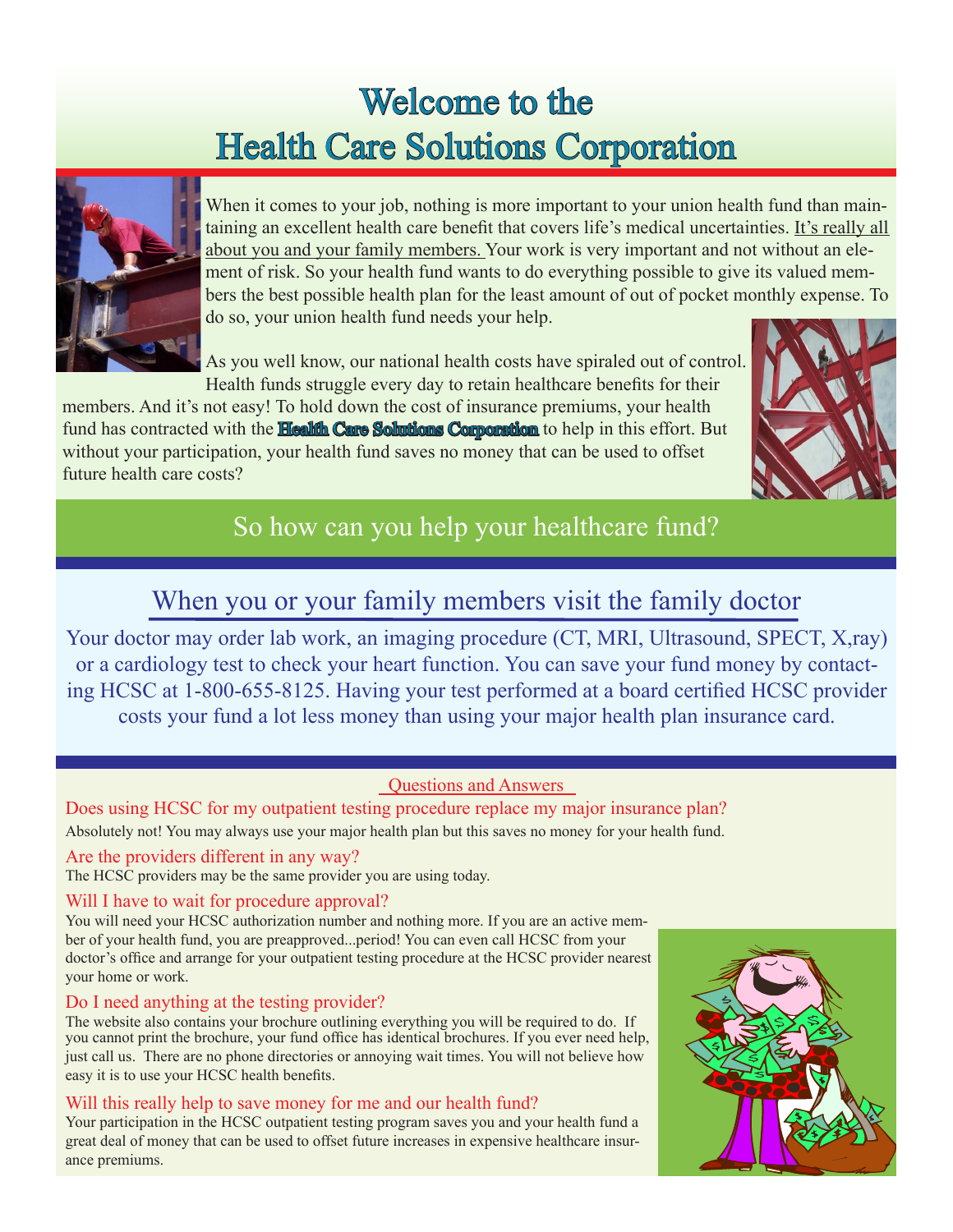# Welcome to the Health Care Solutions Corporation

When it comes to your job, nothing is more important to your union health fund than maintaining an excellent health care benefit that covers life's medical uncertainties. It's really all about you and your family members. Your work is very important and not without an element of risk. So your health fund wants to do everything possible to give its valued members the best possible health plan for the least amount of out of pocket monthly expense. To do so, your union health fund needs your help.

As you well know, our national health costs have spiraled out of control. Health funds struggle every day to retain healthcare benefits for their members. And it's not easy! To hold down the cost of insurance premiums, your health fund has contracted with the **Health Care Solutions Corporation** to help in this effort. But without your participation, your health fund saves no money that can be used to offset future health care costs?

## So how can you help your healthcare fund?

## When you or your family members visit the family doctor

Your doctor may order lab work, an imaging procedure (CT, MRI, Ultrasound, SPECT, X,ray) or a cardiology test to check your heart function. You can save your fund money by contacting HCSC at 1-800-655-8125. Having your test performed at a board certified HCSC provider costs your fund a lot less money than using your major health plan insurance card.

### Questions and Answers

**Does using HCSC for my outpatient testing procedure replace my major insurance plan?**

Absolutely not! You may always use your major health plan but this saves no money for your health fund.

**Are the providers different in any way?**

The HCSC providers may be the same provider you are using today.

**Will I have to wait for procedure approval?**

You will need your HCSC authorization number and nothing more. If you are an active member of your health fund, you are preapproved...period! You can even call HCSC from your doctor's office and arrange for your outpatient testing procedure at the HCSC provider nearest your home or work.

**Do I need anything at the testing provider?**

The website also contains your brochure outlining everything you will be required to do. If you cannot print the brochure, your fund office has identical brochures. If you ever need help, just call us. There are no phone directories or annoying wait times. You will not believe how easy it is to use your HCSC health benefits.

**Will this really help to save money for me and our health fund?**

Your participation in the HCSC outpatient testing program saves you and your health fund a great deal of money that can be used to offset future increases in expensive healthcare insurance premiums.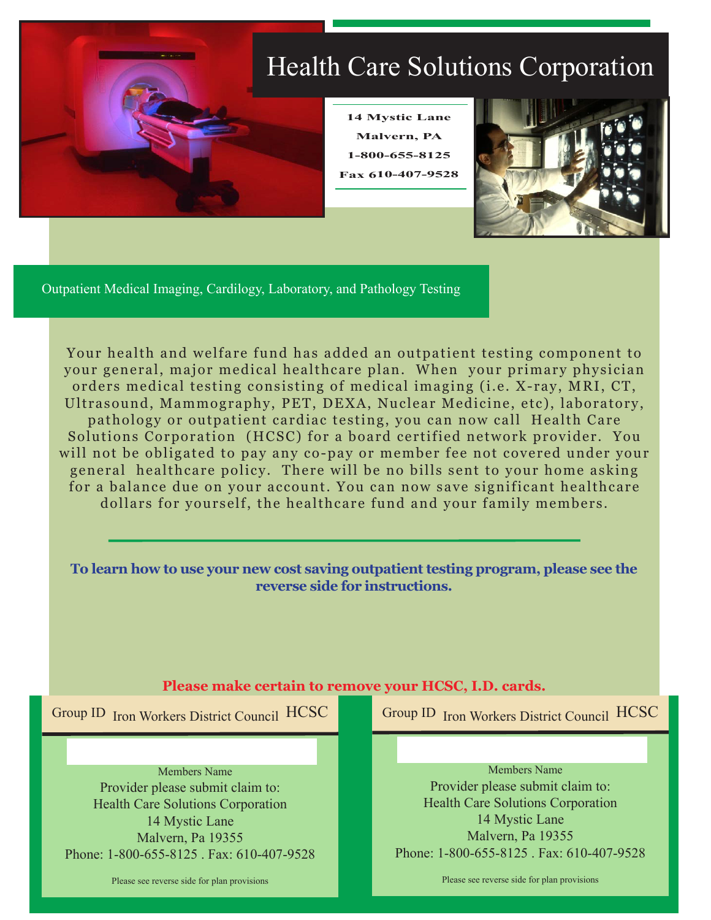# Health Care Solutions Corporation

**14 Mystic Lane**
**Malvern, PA**
**1-800-655-8125**
**Fax 610-407-9528**

## Outpatient Medical Imaging, Cardiology, Laboratory, and Pathology Testing

Your health and welfare fund has added an outpatient testing component to your general, major medical healthcare plan. When your primary physician orders medical testing consisting of medical imaging (i.e. X-ray, MRI, CT, Ultrasound, Mammography, PET, DEXA, Nuclear Medicine, etc), laboratory, pathology or outpatient cardiac testing, you can now call Health Care Solutions Corporation (HCSC) for a board certified network provider. You will not be obligated to pay any co-pay or member fee not covered under your general healthcare policy. There will be no bills sent to your home asking for a balance due on your account. You can now save significant healthcare dollars for yourself, the healthcare fund and your family members.

---

**To learn how to use your new cost saving outpatient testing program, please see the reverse side for instructions.**

**Please make certain to remove your HCSC, I.D. cards.**

Group ID Iron Workers District Council HCSC

Members Name

Provider please submit claim to:
Health Care Solutions Corporation
14 Mystic Lane
Malvern, Pa 19355
Phone: 1-800-655-8125 . Fax: 610-407-9528

Please see reverse side for plan provisions

Group ID Iron Workers District Council HCSC

Members Name

Provider please submit claim to:
Health Care Solutions Corporation
14 Mystic Lane
Malvern, Pa 19355
Phone: 1-800-655-8125 . Fax: 610-407-9528

Please see reverse side for plan provisions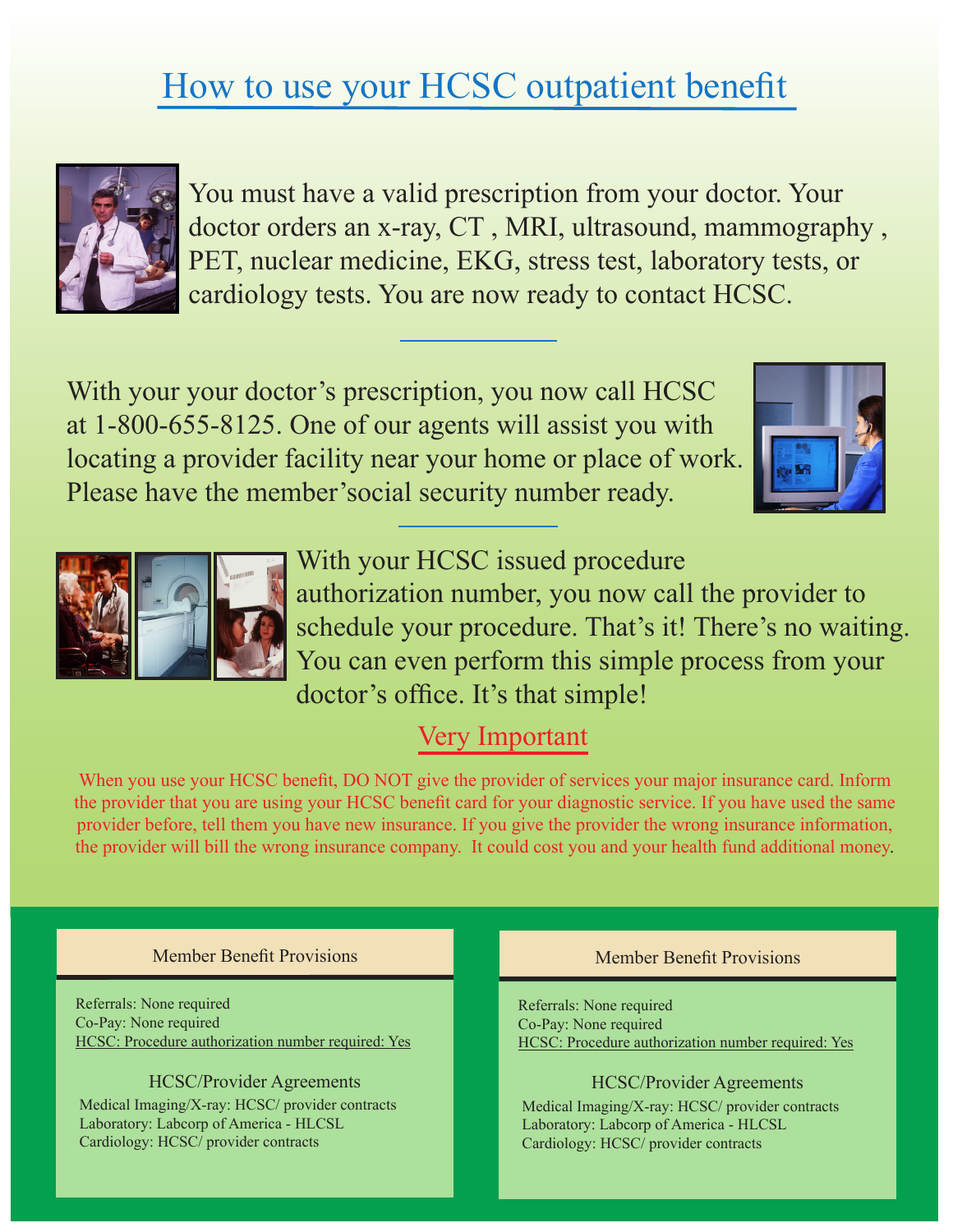# How to use your HCSC outpatient benefit

You must have a valid prescription from your doctor. Your doctor orders an x-ray, CT , MRI, ultrasound, mammography , PET, nuclear medicine, EKG, stress test, laboratory tests, or cardiology tests. You are now ready to contact HCSC.

With your your doctor's prescription, you now call HCSC at 1-800-655-8125. One of our agents will assist you with locating a provider facility near your home or place of work. Please have the member'social security number ready.

With your HCSC issued procedure authorization number, you now call the provider to schedule your procedure. That's it! There's no waiting. You can even perform this simple process from your doctor's office. It's that simple!

## Very Important

When you use your HCSC benefit, DO NOT give the provider of services your major insurance card. Inform the provider that you are using your HCSC benefit card for your diagnostic service. If you have used the same provider before, tell them you have new insurance. If you give the provider the wrong insurance information, the provider will bill the wrong insurance company. It could cost you and your health fund additional money.

### Member Benefit Provisions

Referrals: None required
Co-Pay: None required
HCSC: Procedure authorization number required: Yes

HCSC/Provider Agreements

Medical Imaging/X-ray: HCSC/ provider contracts
Laboratory: Labcorp of America - HLCSL
Cardiology: HCSC/ provider contracts

### Member Benefit Provisions

Referrals: None required
Co-Pay: None required
HCSC: Procedure authorization number required: Yes

HCSC/Provider Agreements

Medical Imaging/X-ray: HCSC/ provider contracts
Laboratory: Labcorp of America - HLCSL
Cardiology: HCSC/ provider contracts